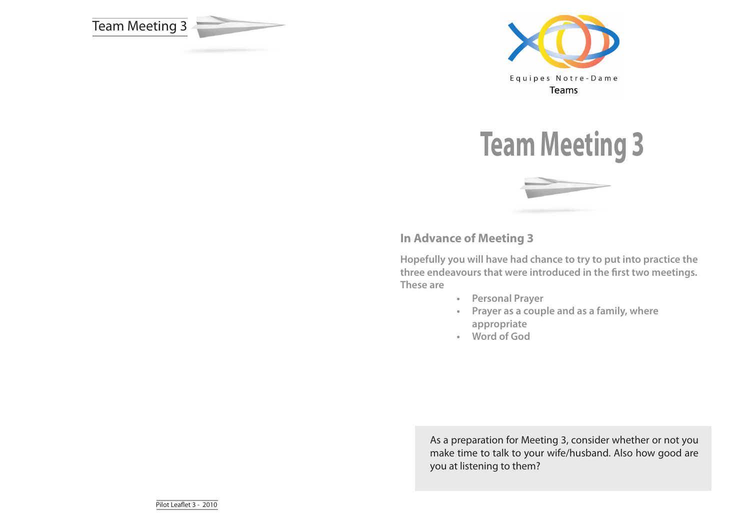Equipes Notre-Dame

Teams

# Team Meeting 3

## In Advance of Meeting 3

**Hopefully you will have had chance to try to put into practice the three endeavours that were introduced in the first two meetings. These are**

- **Personal Prayer**
- **Prayer as a couple and as a family, where appropriate**
- **Word of God**

As a preparation for Meeting 3, consider whether or not you make time to talk to your wife/husband. Also how good are you at listening to them?

Pilot Leaflet 3 - 2010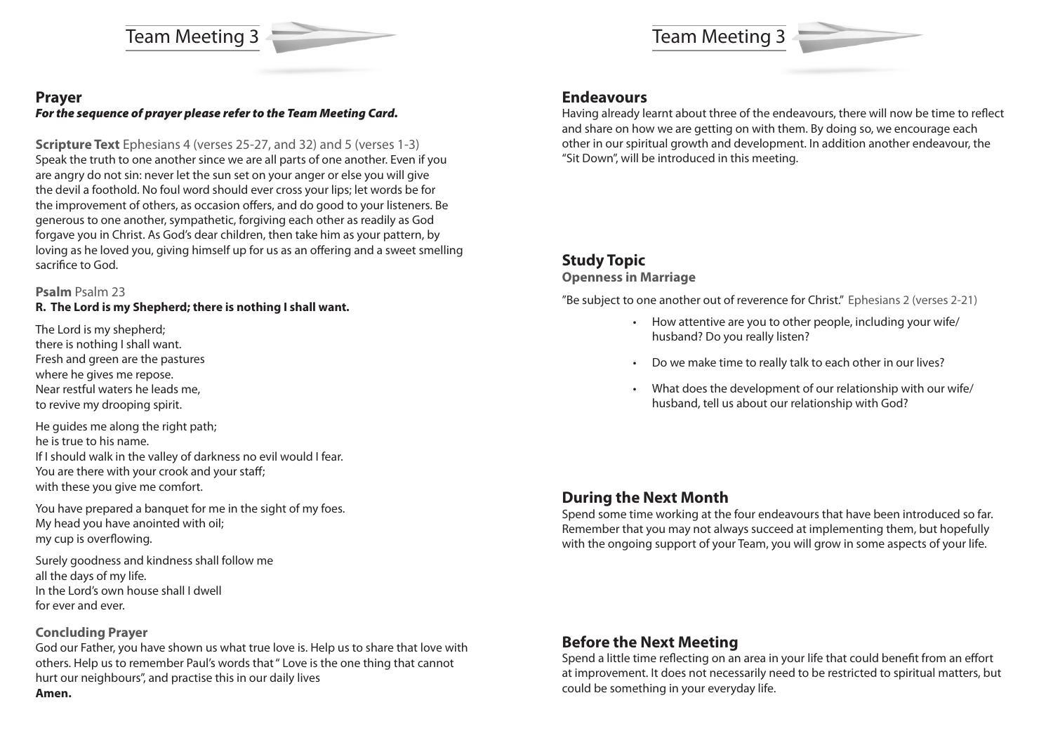# Team Meeting 3

## Prayer

***For the sequence of prayer please refer to the Team Meeting Card.***

**Scripture Text** Ephesians 4 (verses 25-27, and 32) and 5 (verses 1-3)

Speak the truth to one another since we are all parts of one another. Even if you are angry do not sin: never let the sun set on your anger or else you will give the devil a foothold. No foul word should ever cross your lips; let words be for the improvement of others, as occasion offers, and do good to your listeners. Be generous to one another, sympathetic, forgiving each other as readily as God forgave you in Christ. As God's dear children, then take him as your pattern, by loving as he loved you, giving himself up for us as an offering and a sweet smelling sacrifice to God.

**Psalm** Psalm 23

**R. The Lord is my Shepherd; there is nothing I shall want.**

The Lord is my shepherd;
there is nothing I shall want.
Fresh and green are the pastures
where he gives me repose.
Near restful waters he leads me,
to revive my drooping spirit.

He guides me along the right path;
he is true to his name.
If I should walk in the valley of darkness no evil would I fear.
You are there with your crook and your staff;
with these you give me comfort.

You have prepared a banquet for me in the sight of my foes.
My head you have anointed with oil;
my cup is overflowing.

Surely goodness and kindness shall follow me
all the days of my life.
In the Lord's own house shall I dwell
for ever and ever.

**Concluding Prayer**

God our Father, you have shown us what true love is. Help us to share that love with others. Help us to remember Paul's words that " Love is the one thing that cannot hurt our neighbours", and practise this in our daily lives

**Amen.**

# Team Meeting 3

## Endeavours

Having already learnt about three of the endeavours, there will now be time to reflect and share on how we are getting on with them. By doing so, we encourage each other in our spiritual growth and development. In addition another endeavour, the "Sit Down", will be introduced in this meeting.

## Study Topic

**Openness in Marriage**

"Be subject to one another out of reverence for Christ." Ephesians 2 (verses 2-21)

- How attentive are you to other people, including your wife/ husband? Do you really listen?
- Do we make time to really talk to each other in our lives?
- What does the development of our relationship with our wife/ husband, tell us about our relationship with God?

## During the Next Month

Spend some time working at the four endeavours that have been introduced so far. Remember that you may not always succeed at implementing them, but hopefully with the ongoing support of your Team, you will grow in some aspects of your life.

## Before the Next Meeting

Spend a little time reflecting on an area in your life that could benefit from an effort at improvement. It does not necessarily need to be restricted to spiritual matters, but could be something in your everyday life.